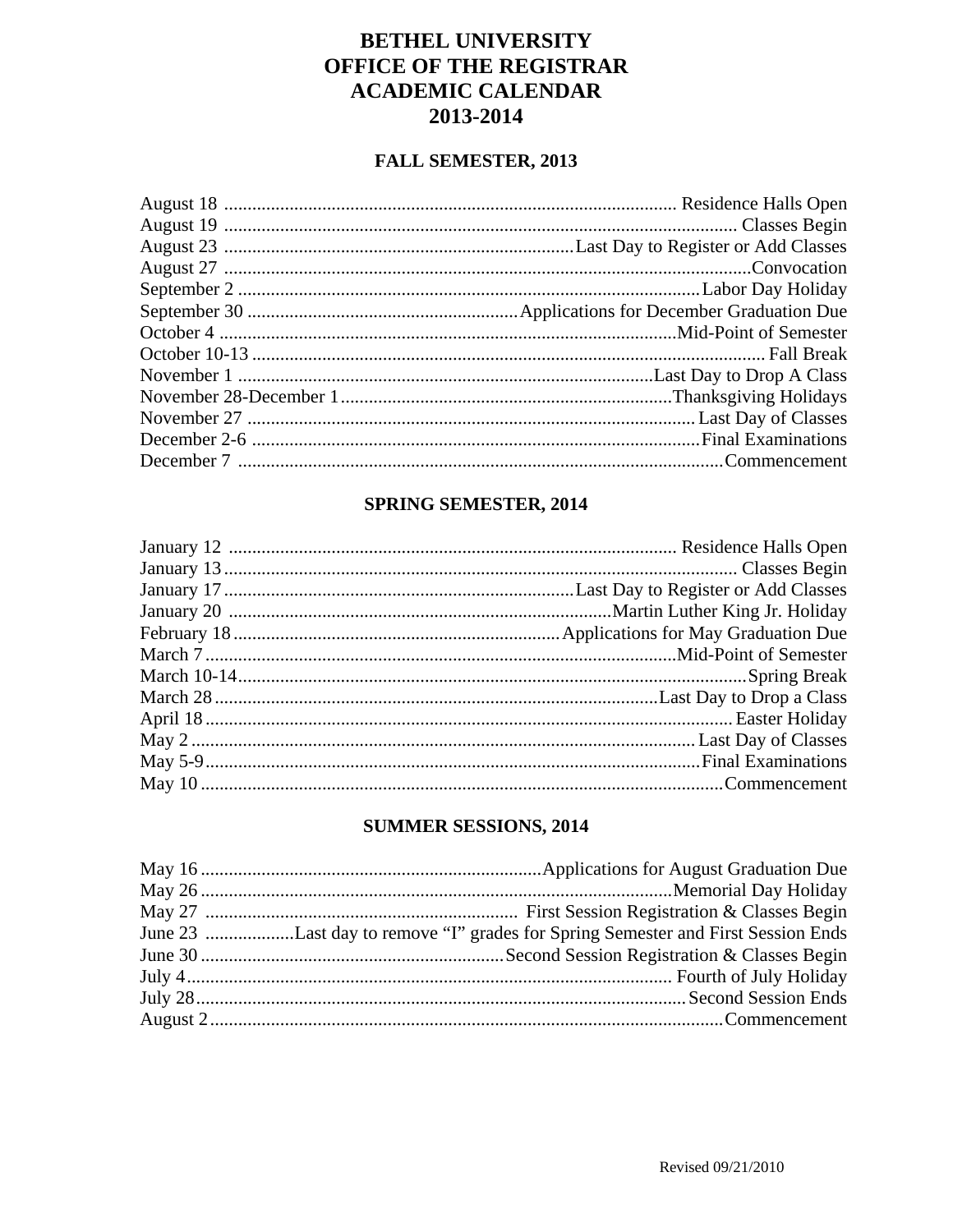# BETHEL UNIVERSITY
# OFFICE OF THE REGISTRAR
# ACADEMIC CALENDAR
# 2013-2014

## FALL SEMESTER, 2013

| Date | Event |
|---|---|
| August 18 | Residence Halls Open |
| August 19 | Classes Begin |
| August 23 | Last Day to Register or Add Classes |
| August 27 | Convocation |
| September 2 | Labor Day Holiday |
| September 30 | Applications for December Graduation Due |
| October 4 | Mid-Point of Semester |
| October 10-13 | Fall Break |
| November 1 | Last Day to Drop A Class |
| November 28-December 1 | Thanksgiving Holidays |
| November 27 | Last Day of Classes |
| December 2-6 | Final Examinations |
| December 7 | Commencement |

## SPRING SEMESTER, 2014

| Date | Event |
|---|---|
| January 12 | Residence Halls Open |
| January 13 | Classes Begin |
| January 17 | Last Day to Register or Add Classes |
| January 20 | Martin Luther King Jr. Holiday |
| February 18 | Applications for May Graduation Due |
| March 7 | Mid-Point of Semester |
| March 10-14 | Spring Break |
| March 28 | Last Day to Drop a Class |
| April 18 | Easter Holiday |
| May 2 | Last Day of Classes |
| May 5-9 | Final Examinations |
| May 10 | Commencement |

## SUMMER SESSIONS, 2014

| Date | Event |
|---|---|
| May 16 | Applications for August Graduation Due |
| May 26 | Memorial Day Holiday |
| May 27 | First Session Registration & Classes Begin |
| June 23 | Last day to remove "I" grades for Spring Semester and First Session Ends |
| June 30 | Second Session Registration & Classes Begin |
| July 4 | Fourth of July Holiday |
| July 28 | Second Session Ends |
| August 2 | Commencement |

Revised 09/21/2010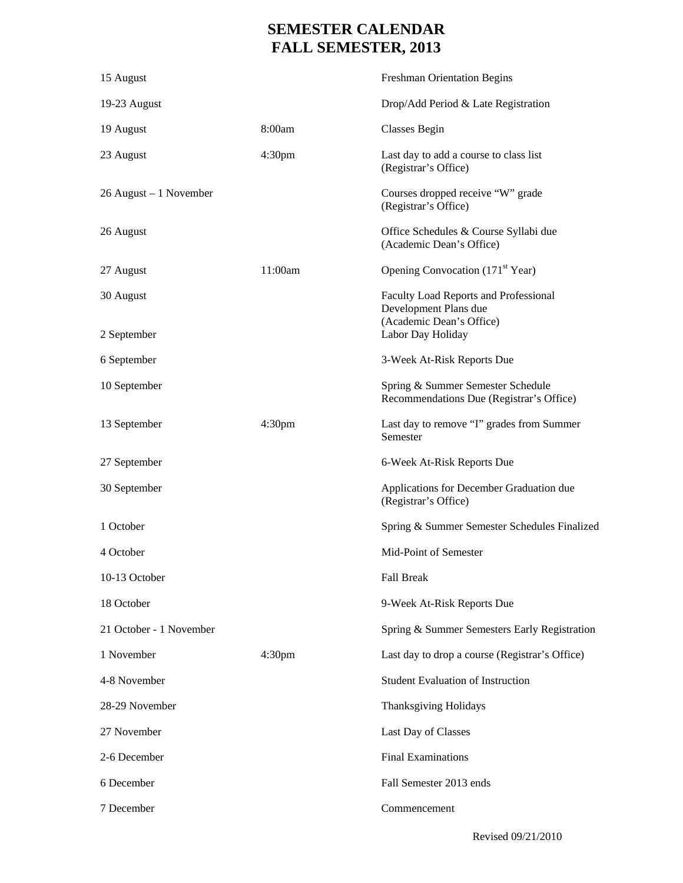# SEMESTER CALENDAR
# FALL SEMESTER, 2013

| Date | Time | Event |
|---|---|---|
| 15 August | | Freshman Orientation Begins |
| 19-23 August | | Drop/Add Period & Late Registration |
| 19 August | 8:00am | Classes Begin |
| 23 August | 4:30pm | Last day to add a course to class list (Registrar's Office) |
| 26 August – 1 November | | Courses dropped receive "W" grade (Registrar's Office) |
| 26 August | | Office Schedules & Course Syllabi due (Academic Dean's Office) |
| 27 August | 11:00am | Opening Convocation (171st Year) |
| 30 August | | Faculty Load Reports and Professional Development Plans due (Academic Dean's Office) |
| 2 September | | Labor Day Holiday |
| 6 September | | 3-Week At-Risk Reports Due |
| 10 September | | Spring & Summer Semester Schedule Recommendations Due (Registrar's Office) |
| 13 September | 4:30pm | Last day to remove "I" grades from Summer Semester |
| 27 September | | 6-Week At-Risk Reports Due |
| 30 September | | Applications for December Graduation due (Registrar's Office) |
| 1 October | | Spring & Summer Semester Schedules Finalized |
| 4 October | | Mid-Point of Semester |
| 10-13 October | | Fall Break |
| 18 October | | 9-Week At-Risk Reports Due |
| 21 October - 1 November | | Spring & Summer Semesters Early Registration |
| 1 November | 4:30pm | Last day to drop a course (Registrar's Office) |
| 4-8 November | | Student Evaluation of Instruction |
| 28-29 November | | Thanksgiving Holidays |
| 27 November | | Last Day of Classes |
| 2-6 December | | Final Examinations |
| 6 December | | Fall Semester 2013 ends |
| 7 December | | Commencement |

Revised 09/21/2010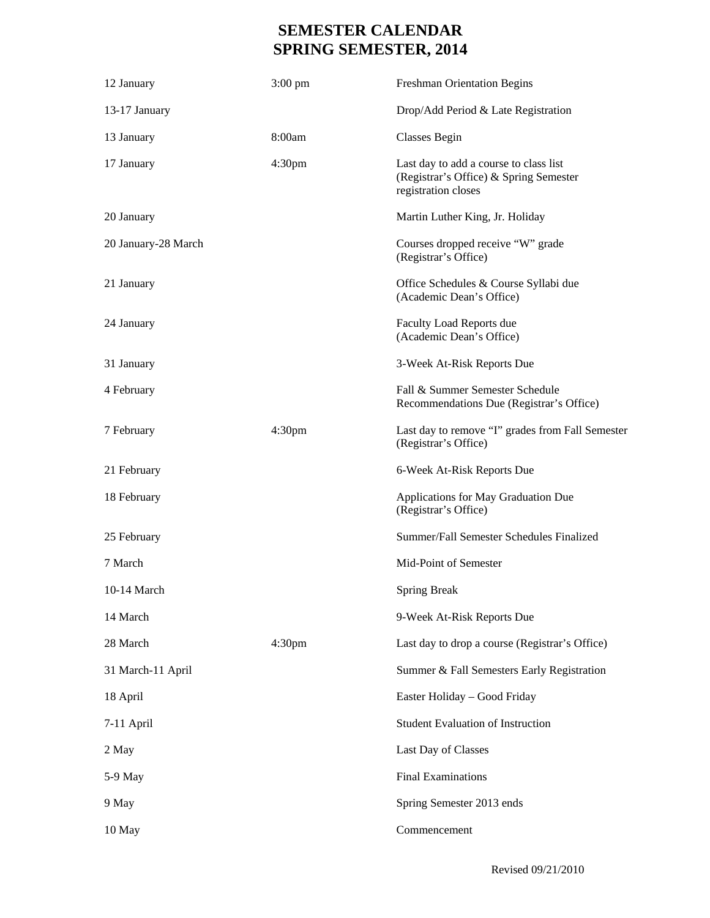# SEMESTER CALENDAR
# SPRING SEMESTER, 2014

| | | |
|---|---|---|
| 12 January | 3:00 pm | Freshman Orientation Begins |
| 13-17 January | | Drop/Add Period & Late Registration |
| 13 January | 8:00am | Classes Begin |
| 17 January | 4:30pm | Last day to add a course to class list (Registrar's Office) & Spring Semester registration closes |
| 20 January | | Martin Luther King, Jr. Holiday |
| 20 January-28 March | | Courses dropped receive "W" grade (Registrar's Office) |
| 21 January | | Office Schedules & Course Syllabi due (Academic Dean's Office) |
| 24 January | | Faculty Load Reports due (Academic Dean's Office) |
| 31 January | | 3-Week At-Risk Reports Due |
| 4 February | | Fall & Summer Semester Schedule Recommendations Due (Registrar's Office) |
| 7 February | 4:30pm | Last day to remove "I" grades from Fall Semester (Registrar's Office) |
| 21 February | | 6-Week At-Risk Reports Due |
| 18 February | | Applications for May Graduation Due (Registrar's Office) |
| 25 February | | Summer/Fall Semester Schedules Finalized |
| 7 March | | Mid-Point of Semester |
| 10-14 March | | Spring Break |
| 14 March | | 9-Week At-Risk Reports Due |
| 28 March | 4:30pm | Last day to drop a course (Registrar's Office) |
| 31 March-11 April | | Summer & Fall Semesters Early Registration |
| 18 April | | Easter Holiday – Good Friday |
| 7-11 April | | Student Evaluation of Instruction |
| 2 May | | Last Day of Classes |
| 5-9 May | | Final Examinations |
| 9 May | | Spring Semester 2013 ends |
| 10 May | | Commencement |

Revised 09/21/2010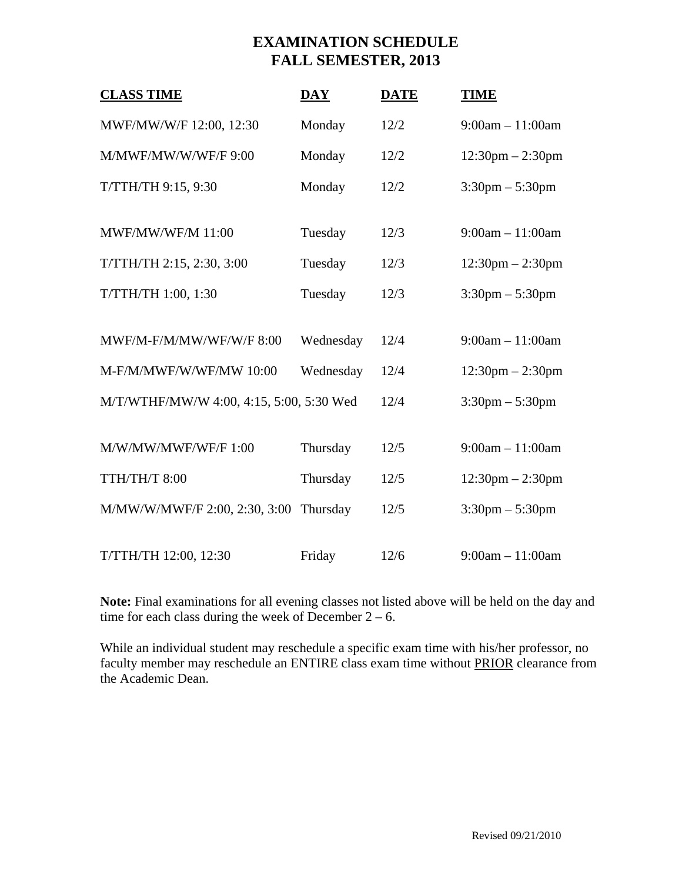# EXAMINATION SCHEDULE
# FALL SEMESTER, 2013

| CLASS TIME | DAY | DATE | TIME |
|---|---|---|---|
| MWF/MW/W/F 12:00, 12:30 | Monday | 12/2 | 9:00am – 11:00am |
| M/MWF/MW/W/WF/F 9:00 | Monday | 12/2 | 12:30pm – 2:30pm |
| T/TTH/TH 9:15, 9:30 | Monday | 12/2 | 3:30pm – 5:30pm |
| MWF/MW/WF/M 11:00 | Tuesday | 12/3 | 9:00am – 11:00am |
| T/TTH/TH 2:15, 2:30, 3:00 | Tuesday | 12/3 | 12:30pm – 2:30pm |
| T/TTH/TH 1:00, 1:30 | Tuesday | 12/3 | 3:30pm – 5:30pm |
| MWF/M-F/M/MW/WF/W/F 8:00 | Wednesday | 12/4 | 9:00am – 11:00am |
| M-F/M/MWF/W/WF/MW 10:00 | Wednesday | 12/4 | 12:30pm – 2:30pm |
| M/T/WTHF/MW/W 4:00, 4:15, 5:00, 5:30 | Wed | 12/4 | 3:30pm – 5:30pm |
| M/W/MW/MWF/WF/F 1:00 | Thursday | 12/5 | 9:00am – 11:00am |
| TTH/TH/T 8:00 | Thursday | 12/5 | 12:30pm – 2:30pm |
| M/MW/W/MWF/F 2:00, 2:30, 3:00 | Thursday | 12/5 | 3:30pm – 5:30pm |
| T/TTH/TH 12:00, 12:30 | Friday | 12/6 | 9:00am – 11:00am |

**Note:** Final examinations for all evening classes not listed above will be held on the day and time for each class during the week of December 2 – 6.

While an individual student may reschedule a specific exam time with his/her professor, no faculty member may reschedule an ENTIRE class exam time without PRIOR clearance from the Academic Dean.

Revised 09/21/2010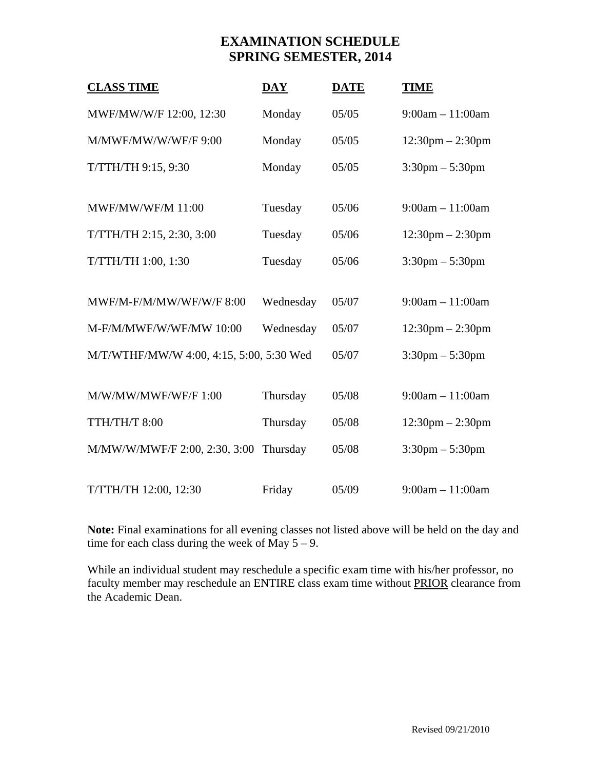# EXAMINATION SCHEDULE
# SPRING SEMESTER, 2014

| CLASS TIME | DAY | DATE | TIME |
|---|---|---|---|
| MWF/MW/W/F 12:00, 12:30 | Monday | 05/05 | 9:00am – 11:00am |
| M/MWF/MW/W/WF/F 9:00 | Monday | 05/05 | 12:30pm – 2:30pm |
| T/TTH/TH 9:15, 9:30 | Monday | 05/05 | 3:30pm – 5:30pm |
| MWF/MW/WF/M 11:00 | Tuesday | 05/06 | 9:00am – 11:00am |
| T/TTH/TH 2:15, 2:30, 3:00 | Tuesday | 05/06 | 12:30pm – 2:30pm |
| T/TTH/TH 1:00, 1:30 | Tuesday | 05/06 | 3:30pm – 5:30pm |
| MWF/M-F/M/MW/WF/W/F 8:00 | Wednesday | 05/07 | 9:00am – 11:00am |
| M-F/M/MWF/W/WF/MW 10:00 | Wednesday | 05/07 | 12:30pm – 2:30pm |
| M/T/WTHF/MW/W 4:00, 4:15, 5:00, 5:30 | Wed | 05/07 | 3:30pm – 5:30pm |
| M/W/MW/MWF/WF/F 1:00 | Thursday | 05/08 | 9:00am – 11:00am |
| TTH/TH/T 8:00 | Thursday | 05/08 | 12:30pm – 2:30pm |
| M/MW/W/MWF/F 2:00, 2:30, 3:00 | Thursday | 05/08 | 3:30pm – 5:30pm |
| T/TTH/TH 12:00, 12:30 | Friday | 05/09 | 9:00am – 11:00am |

**Note:** Final examinations for all evening classes not listed above will be held on the day and time for each class during the week of May 5 – 9.

While an individual student may reschedule a specific exam time with his/her professor, no faculty member may reschedule an ENTIRE class exam time without PRIOR clearance from the Academic Dean.

Revised 09/21/2010